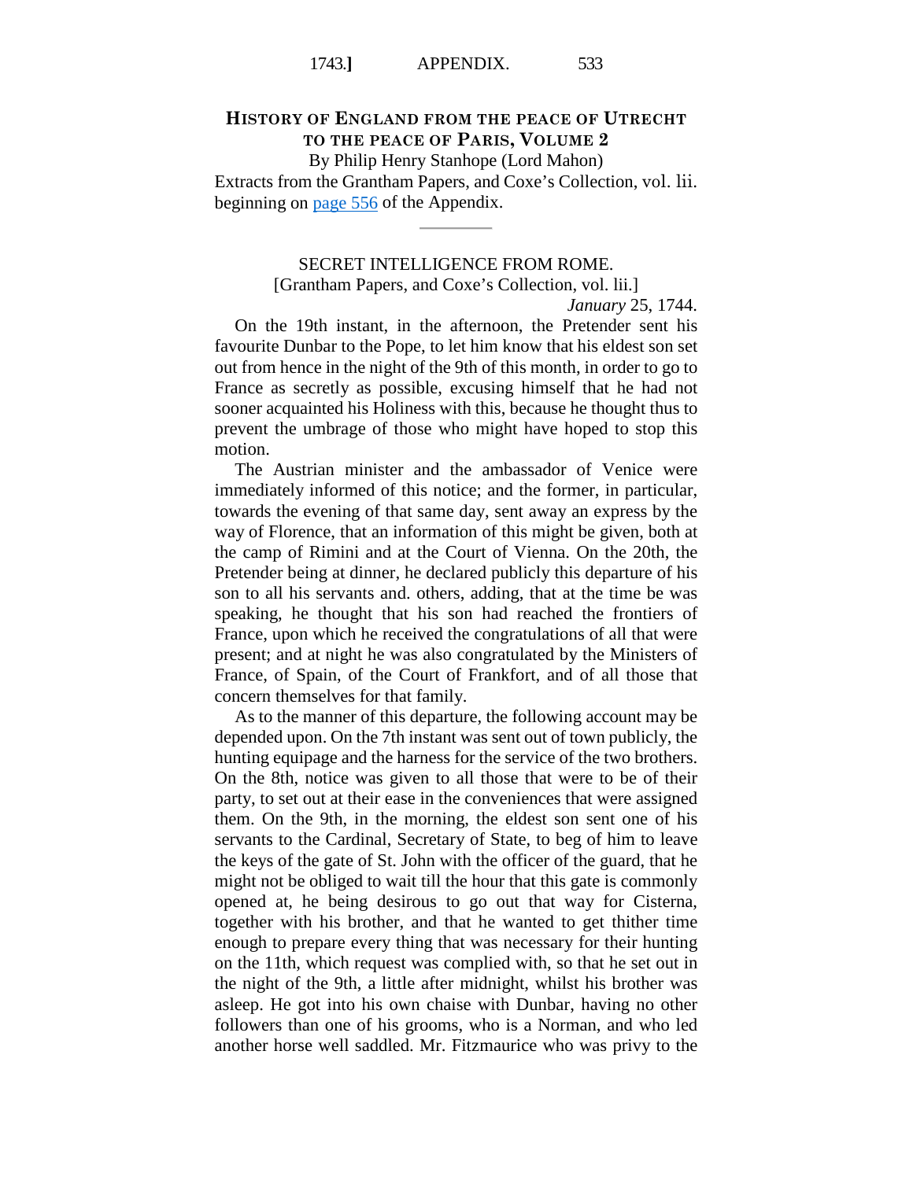## History of England from the Peace of Utrecht to the Peace of Paris, Volume 2

By Philip Henry Stanhope (Lord Mahon)

Extracts from the Grantham Papers, and Coxe's Collection, vol. lii. beginning on page 556 of the Appendix.

---

### SECRET INTELLIGENCE FROM ROME.

[Grantham Papers, and Coxe's Collection, vol. lii.]

*January* 25, 1744.

On the 19th instant, in the afternoon, the Pretender sent his favourite Dunbar to the Pope, to let him know that his eldest son set out from hence in the night of the 9th of this month, in order to go to France as secretly as possible, excusing himself that he had not sooner acquainted his Holiness with this, because he thought thus to prevent the umbrage of those who might have hoped to stop this motion.

The Austrian minister and the ambassador of Venice were immediately informed of this notice; and the former, in particular, towards the evening of that same day, sent away an express by the way of Florence, that an information of this might be given, both at the camp of Rimini and at the Court of Vienna. On the 20th, the Pretender being at dinner, he declared publicly this departure of his son to all his servants and. others, adding, that at the time be was speaking, he thought that his son had reached the frontiers of France, upon which he received the congratulations of all that were present; and at night he was also congratulated by the Ministers of France, of Spain, of the Court of Frankfort, and of all those that concern themselves for that family.

As to the manner of this departure, the following account may be depended upon. On the 7th instant was sent out of town publicly, the hunting equipage and the harness for the service of the two brothers. On the 8th, notice was given to all those that were to be of their party, to set out at their ease in the conveniences that were assigned them. On the 9th, in the morning, the eldest son sent one of his servants to the Cardinal, Secretary of State, to beg of him to leave the keys of the gate of St. John with the officer of the guard, that he might not be obliged to wait till the hour that this gate is commonly opened at, he being desirous to go out that way for Cisterna, together with his brother, and that he wanted to get thither time enough to prepare every thing that was necessary for their hunting on the 11th, which request was complied with, so that he set out in the night of the 9th, a little after midnight, whilst his brother was asleep. He got into his own chaise with Dunbar, having no other followers than one of his grooms, who is a Norman, and who led another horse well saddled. Mr. Fitzmaurice who was privy to the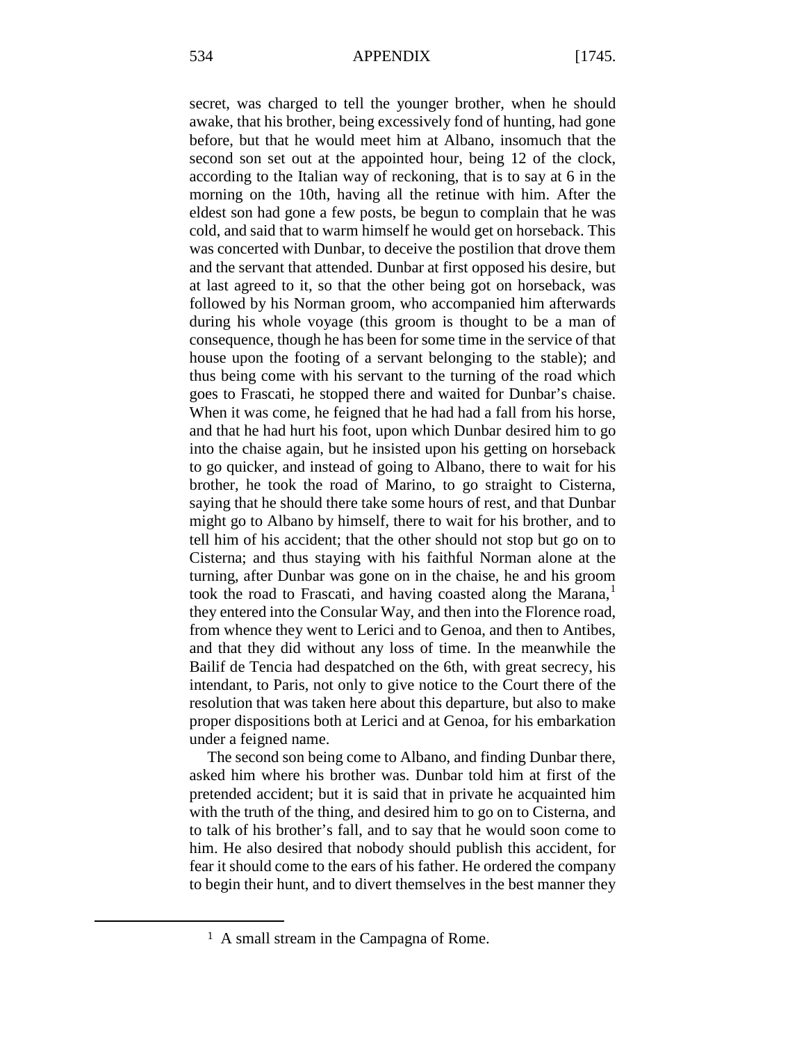secret, was charged to tell the younger brother, when he should awake, that his brother, being excessively fond of hunting, had gone before, but that he would meet him at Albano, insomuch that the second son set out at the appointed hour, being 12 of the clock, according to the Italian way of reckoning, that is to say at 6 in the morning on the 10th, having all the retinue with him. After the eldest son had gone a few posts, be begun to complain that he was cold, and said that to warm himself he would get on horseback. This was concerted with Dunbar, to deceive the postilion that drove them and the servant that attended. Dunbar at first opposed his desire, but at last agreed to it, so that the other being got on horseback, was followed by his Norman groom, who accompanied him afterwards during his whole voyage (this groom is thought to be a man of consequence, though he has been for some time in the service of that house upon the footing of a servant belonging to the stable); and thus being come with his servant to the turning of the road which goes to Frascati, he stopped there and waited for Dunbar's chaise. When it was come, he feigned that he had had a fall from his horse, and that he had hurt his foot, upon which Dunbar desired him to go into the chaise again, but he insisted upon his getting on horseback to go quicker, and instead of going to Albano, there to wait for his brother, he took the road of Marino, to go straight to Cisterna, saying that he should there take some hours of rest, and that Dunbar might go to Albano by himself, there to wait for his brother, and to tell him of his accident; that the other should not stop but go on to Cisterna; and thus staying with his faithful Norman alone at the turning, after Dunbar was gone on in the chaise, he and his groom took the road to Frascati, and having coasted along the Marana,[1] they entered into the Consular Way, and then into the Florence road, from whence they went to Lerici and to Genoa, and then to Antibes, and that they did without any loss of time. In the meanwhile the Bailif de Tencia had despatched on the 6th, with great secrecy, his intendant, to Paris, not only to give notice to the Court there of the resolution that was taken here about this departure, but also to make proper dispositions both at Lerici and at Genoa, for his embarkation under a feigned name.

The second son being come to Albano, and finding Dunbar there, asked him where his brother was. Dunbar told him at first of the pretended accident; but it is said that in private he acquainted him with the truth of the thing, and desired him to go on to Cisterna, and to talk of his brother's fall, and to say that he would soon come to him. He also desired that nobody should publish this accident, for fear it should come to the ears of his father. He ordered the company to begin their hunt, and to divert themselves in the best manner they

[1] A small stream in the Campagna of Rome.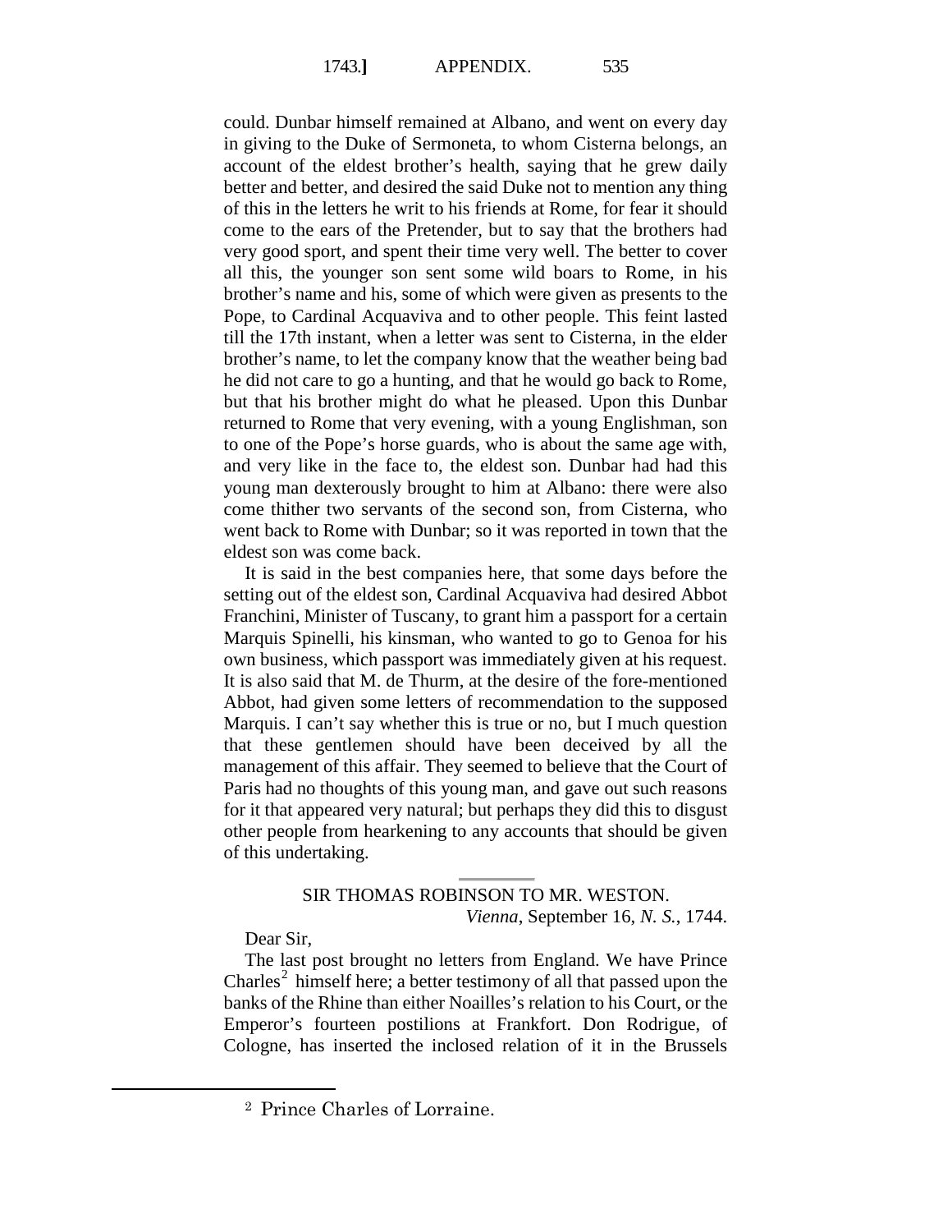could. Dunbar himself remained at Albano, and went on every day in giving to the Duke of Sermoneta, to whom Cisterna belongs, an account of the eldest brother's health, saying that he grew daily better and better, and desired the said Duke not to mention any thing of this in the letters he writ to his friends at Rome, for fear it should come to the ears of the Pretender, but to say that the brothers had very good sport, and spent their time very well. The better to cover all this, the younger son sent some wild boars to Rome, in his brother's name and his, some of which were given as presents to the Pope, to Cardinal Acquaviva and to other people. This feint lasted till the 17th instant, when a letter was sent to Cisterna, in the elder brother's name, to let the company know that the weather being bad he did not care to go a hunting, and that he would go back to Rome, but that his brother might do what he pleased. Upon this Dunbar returned to Rome that very evening, with a young Englishman, son to one of the Pope's horse guards, who is about the same age with, and very like in the face to, the eldest son. Dunbar had had this young man dexterously brought to him at Albano: there were also come thither two servants of the second son, from Cisterna, who went back to Rome with Dunbar; so it was reported in town that the eldest son was come back.

It is said in the best companies here, that some days before the setting out of the eldest son, Cardinal Acquaviva had desired Abbot Franchini, Minister of Tuscany, to grant him a passport for a certain Marquis Spinelli, his kinsman, who wanted to go to Genoa for his own business, which passport was immediately given at his request. It is also said that M. de Thurm, at the desire of the fore-mentioned Abbot, had given some letters of recommendation to the supposed Marquis. I can't say whether this is true or no, but I much question that these gentlemen should have been deceived by all the management of this affair. They seemed to believe that the Court of Paris had no thoughts of this young man, and gave out such reasons for it that appeared very natural; but perhaps they did this to disgust other people from hearkening to any accounts that should be given of this undertaking.

---

SIR THOMAS ROBINSON TO MR. WESTON.

*Vienna*, September 16, *N. S.*, 1744.

Dear Sir,

The last post brought no letters from England. We have Prince Charles[2] himself here; a better testimony of all that passed upon the banks of the Rhine than either Noailles's relation to his Court, or the Emperor's fourteen postilions at Frankfort. Don Rodrigue, of Cologne, has inserted the inclosed relation of it in the Brussels

[2] Prince Charles of Lorraine.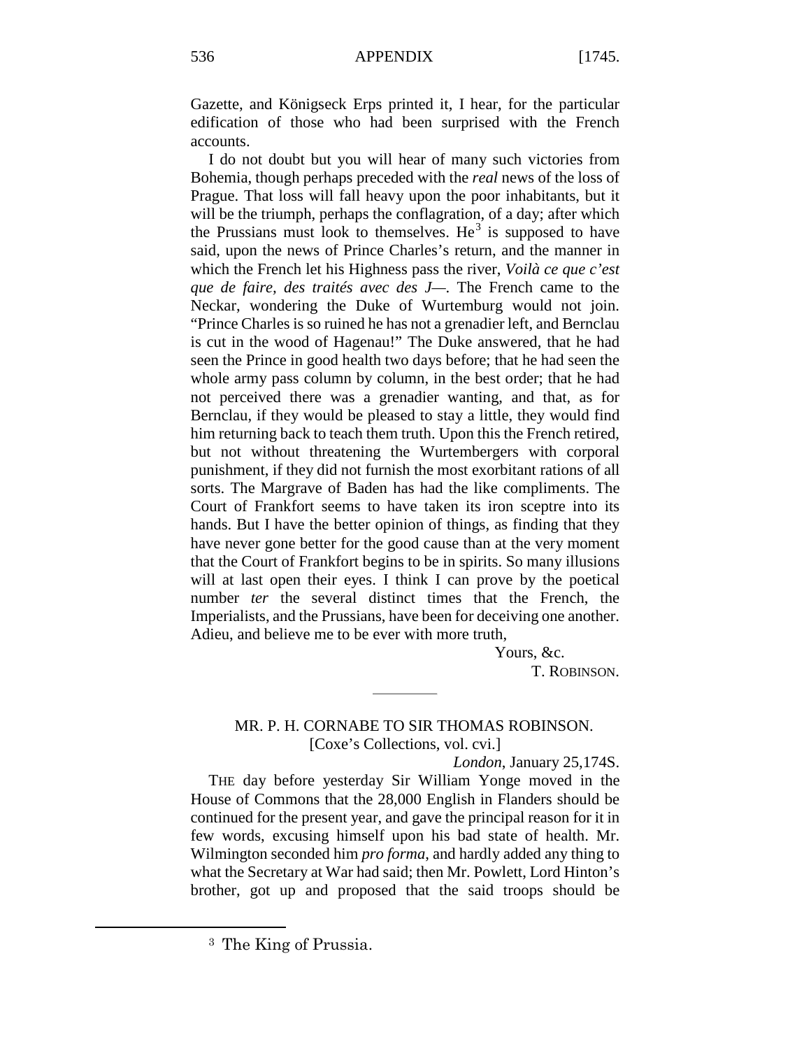Gazette, and Königseck Erps printed it, I hear, for the particular edification of those who had been surprised with the French accounts.

I do not doubt but you will hear of many such victories from Bohemia, though perhaps preceded with the *real* news of the loss of Prague. That loss will fall heavy upon the poor inhabitants, but it will be the triumph, perhaps the conflagration, of a day; after which the Prussians must look to themselves. He[3] is supposed to have said, upon the news of Prince Charles's return, and the manner in which the French let his Highness pass the river, *Voilà ce que c'est que de faire, des traités avec des J—.* The French came to the Neckar, wondering the Duke of Wurtemburg would not join. "Prince Charles is so ruined he has not a grenadier left, and Bernclau is cut in the wood of Hagenau!" The Duke answered, that he had seen the Prince in good health two days before; that he had seen the whole army pass column by column, in the best order; that he had not perceived there was a grenadier wanting, and that, as for Bernclau, if they would be pleased to stay a little, they would find him returning back to teach them truth. Upon this the French retired, but not without threatening the Wurtembergers with corporal punishment, if they did not furnish the most exorbitant rations of all sorts. The Margrave of Baden has had the like compliments. The Court of Frankfort seems to have taken its iron sceptre into its hands. But I have the better opinion of things, as finding that they have never gone better for the good cause than at the very moment that the Court of Frankfort begins to be in spirits. So many illusions will at last open their eyes. I think I can prove by the poetical number *ter* the several distinct times that the French, the Imperialists, and the Prussians, have been for deceiving one another. Adieu, and believe me to be ever with more truth,

Yours, &c.

T. ROBINSON.

---

## MR. P. H. CORNABE TO SIR THOMAS ROBINSON.

[Coxe's Collections, vol. cvi.]

*London*, January 25,174S.

THE day before yesterday Sir William Yonge moved in the House of Commons that the 28,000 English in Flanders should be continued for the present year, and gave the principal reason for it in few words, excusing himself upon his bad state of health. Mr. Wilmington seconded him *pro forma*, and hardly added any thing to what the Secretary at War had said; then Mr. Powlett, Lord Hinton's brother, got up and proposed that the said troops should be

---

[3] The King of Prussia.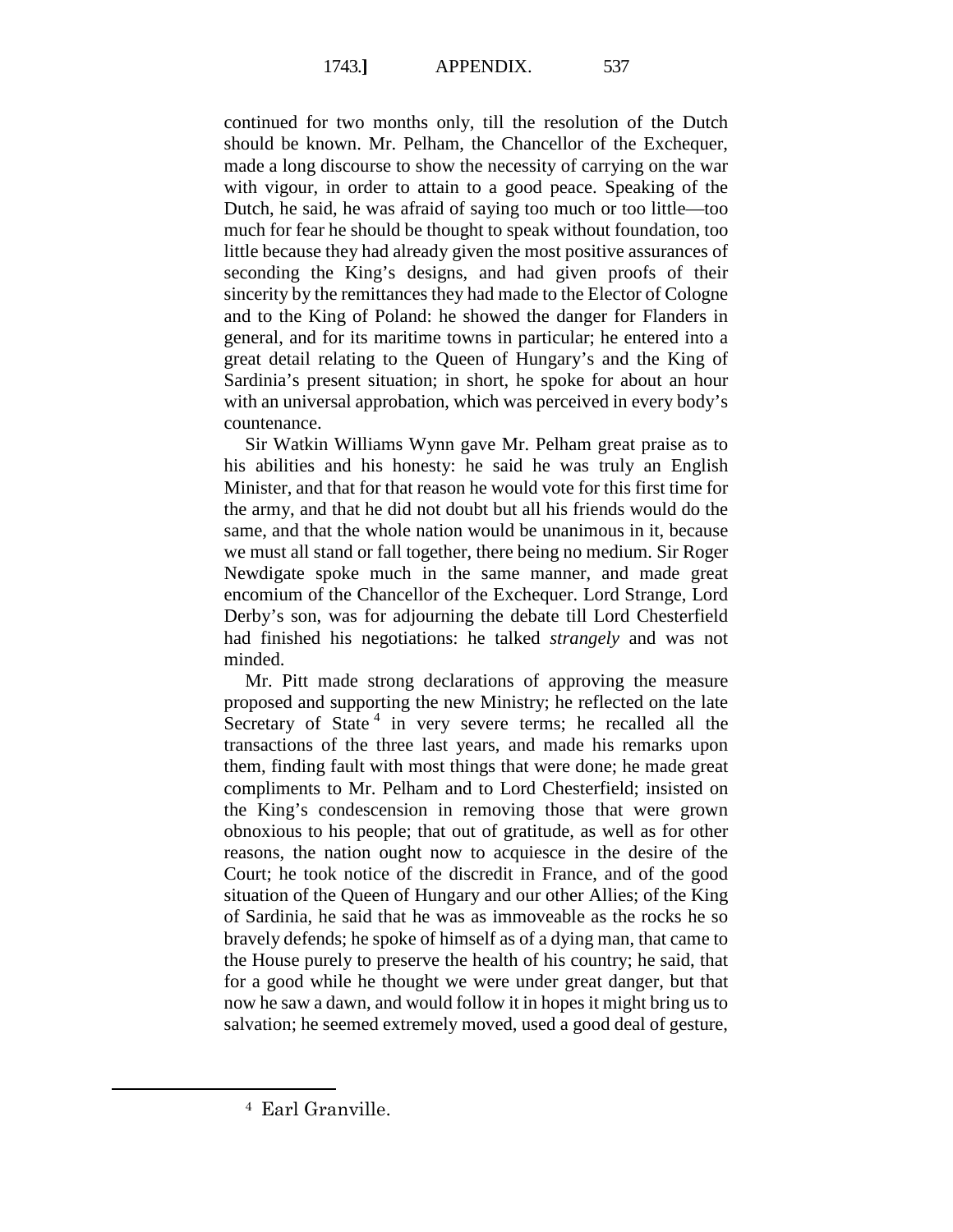continued for two months only, till the resolution of the Dutch should be known. Mr. Pelham, the Chancellor of the Exchequer, made a long discourse to show the necessity of carrying on the war with vigour, in order to attain to a good peace. Speaking of the Dutch, he said, he was afraid of saying too much or too little—too much for fear he should be thought to speak without foundation, too little because they had already given the most positive assurances of seconding the King's designs, and had given proofs of their sincerity by the remittances they had made to the Elector of Cologne and to the King of Poland: he showed the danger for Flanders in general, and for its maritime towns in particular; he entered into a great detail relating to the Queen of Hungary's and the King of Sardinia's present situation; in short, he spoke for about an hour with an universal approbation, which was perceived in every body's countenance.

Sir Watkin Williams Wynn gave Mr. Pelham great praise as to his abilities and his honesty: he said he was truly an English Minister, and that for that reason he would vote for this first time for the army, and that he did not doubt but all his friends would do the same, and that the whole nation would be unanimous in it, because we must all stand or fall together, there being no medium. Sir Roger Newdigate spoke much in the same manner, and made great encomium of the Chancellor of the Exchequer. Lord Strange, Lord Derby's son, was for adjourning the debate till Lord Chesterfield had finished his negotiations: he talked *strangely* and was not minded.

Mr. Pitt made strong declarations of approving the measure proposed and supporting the new Ministry; he reflected on the late Secretary of State [4] in very severe terms; he recalled all the transactions of the three last years, and made his remarks upon them, finding fault with most things that were done; he made great compliments to Mr. Pelham and to Lord Chesterfield; insisted on the King's condescension in removing those that were grown obnoxious to his people; that out of gratitude, as well as for other reasons, the nation ought now to acquiesce in the desire of the Court; he took notice of the discredit in France, and of the good situation of the Queen of Hungary and our other Allies; of the King of Sardinia, he said that he was as immoveable as the rocks he so bravely defends; he spoke of himself as of a dying man, that came to the House purely to preserve the health of his country; he said, that for a good while he thought we were under great danger, but that now he saw a dawn, and would follow it in hopes it might bring us to salvation; he seemed extremely moved, used a good deal of gesture,

---

[4] Earl Granville.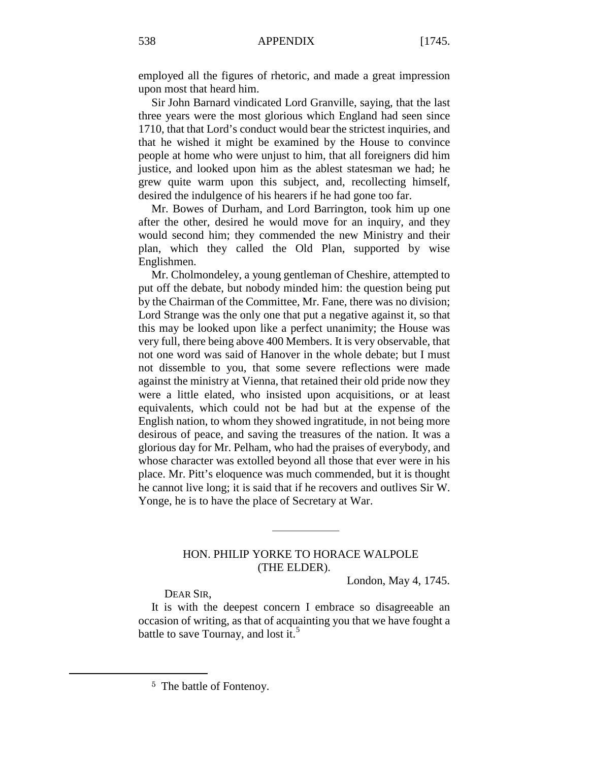employed all the figures of rhetoric, and made a great impression upon most that heard him.

Sir John Barnard vindicated Lord Granville, saying, that the last three years were the most glorious which England had seen since 1710, that that Lord's conduct would bear the strictest inquiries, and that he wished it might be examined by the House to convince people at home who were unjust to him, that all foreigners did him justice, and looked upon him as the ablest statesman we had; he grew quite warm upon this subject, and, recollecting himself, desired the indulgence of his hearers if he had gone too far.

Mr. Bowes of Durham, and Lord Barrington, took him up one after the other, desired he would move for an inquiry, and they would second him; they commended the new Ministry and their plan, which they called the Old Plan, supported by wise Englishmen.

Mr. Cholmondeley, a young gentleman of Cheshire, attempted to put off the debate, but nobody minded him: the question being put by the Chairman of the Committee, Mr. Fane, there was no division; Lord Strange was the only one that put a negative against it, so that this may be looked upon like a perfect unanimity; the House was very full, there being above 400 Members. It is very observable, that not one word was said of Hanover in the whole debate; but I must not dissemble to you, that some severe reflections were made against the ministry at Vienna, that retained their old pride now they were a little elated, who insisted upon acquisitions, or at least equivalents, which could not be had but at the expense of the English nation, to whom they showed ingratitude, in not being more desirous of peace, and saving the treasures of the nation. It was a glorious day for Mr. Pelham, who had the praises of everybody, and whose character was extolled beyond all those that ever were in his place. Mr. Pitt's eloquence was much commended, but it is thought he cannot live long; it is said that if he recovers and outlives Sir W. Yonge, he is to have the place of Secretary at War.

---

## HON. PHILIP YORKE TO HORACE WALPOLE (THE ELDER).

London, May 4, 1745.

DEAR SIR,

It is with the deepest concern I embrace so disagreeable an occasion of writing, as that of acquainting you that we have fought a battle to save Tournay, and lost it.[5]

---

[5] The battle of Fontenoy.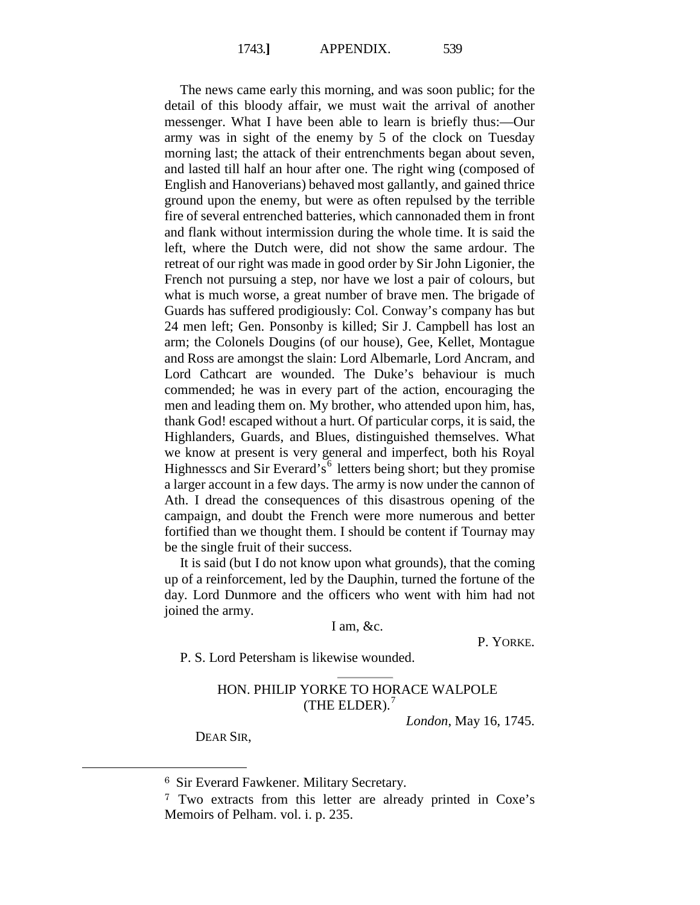The news came early this morning, and was soon public; for the detail of this bloody affair, we must wait the arrival of another messenger. What I have been able to learn is briefly thus:—Our army was in sight of the enemy by 5 of the clock on Tuesday morning last; the attack of their entrenchments began about seven, and lasted till half an hour after one. The right wing (composed of English and Hanoverians) behaved most gallantly, and gained thrice ground upon the enemy, but were as often repulsed by the terrible fire of several entrenched batteries, which cannonaded them in front and flank without intermission during the whole time. It is said the left, where the Dutch were, did not show the same ardour. The retreat of our right was made in good order by Sir John Ligonier, the French not pursuing a step, nor have we lost a pair of colours, but what is much worse, a great number of brave men. The brigade of Guards has suffered prodigiously: Col. Conway's company has but 24 men left; Gen. Ponsonby is killed; Sir J. Campbell has lost an arm; the Colonels Dougins (of our house), Gee, Kellet, Montague and Ross are amongst the slain: Lord Albemarle, Lord Ancram, and Lord Cathcart are wounded. The Duke's behaviour is much commended; he was in every part of the action, encouraging the men and leading them on. My brother, who attended upon him, has, thank God! escaped without a hurt. Of particular corps, it is said, the Highlanders, Guards, and Blues, distinguished themselves. What we know at present is very general and imperfect, both his Royal Highnesscs and Sir Everard's[6] letters being short; but they promise a larger account in a few days. The army is now under the cannon of Ath. I dread the consequences of this disastrous opening of the campaign, and doubt the French were more numerous and better fortified than we thought them. I should be content if Tournay may be the single fruit of their success.

It is said (but I do not know upon what grounds), that the coming up of a reinforcement, led by the Dauphin, turned the fortune of the day. Lord Dunmore and the officers who went with him had not joined the army.

I am, &c.

P. YORKE.

P. S. Lord Petersham is likewise wounded.

---

HON. PHILIP YORKE TO HORACE WALPOLE (THE ELDER).[7]

*London*, May 16, 1745.

DEAR SIR,

---

[6] Sir Everard Fawkener. Military Secretary.

[7] Two extracts from this letter are already printed in Coxe's Memoirs of Pelham. vol. i. p. 235.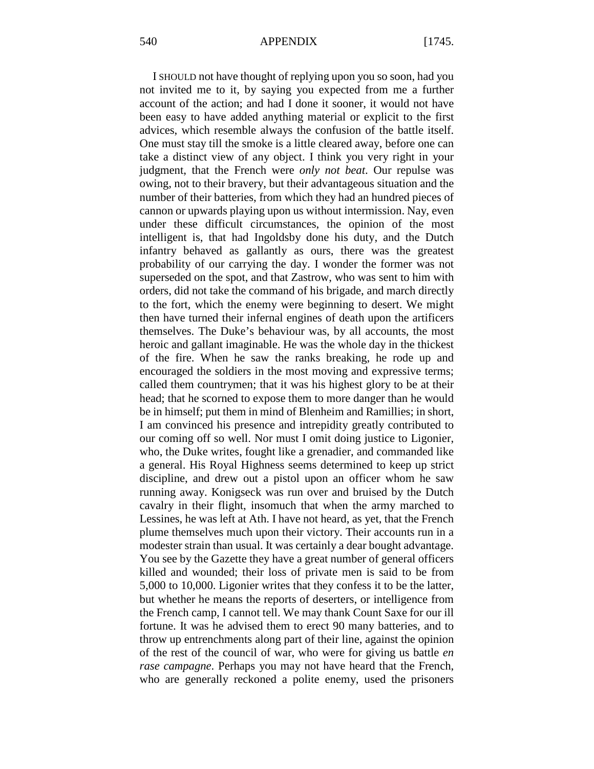I SHOULD not have thought of replying upon you so soon, had you not invited me to it, by saying you expected from me a further account of the action; and had I done it sooner, it would not have been easy to have added anything material or explicit to the first advices, which resemble always the confusion of the battle itself. One must stay till the smoke is a little cleared away, before one can take a distinct view of any object. I think you very right in your judgment, that the French were *only not beat*. Our repulse was owing, not to their bravery, but their advantageous situation and the number of their batteries, from which they had an hundred pieces of cannon or upwards playing upon us without intermission. Nay, even under these difficult circumstances, the opinion of the most intelligent is, that had Ingoldsby done his duty, and the Dutch infantry behaved as gallantly as ours, there was the greatest probability of our carrying the day. I wonder the former was not superseded on the spot, and that Zastrow, who was sent to him with orders, did not take the command of his brigade, and march directly to the fort, which the enemy were beginning to desert. We might then have turned their infernal engines of death upon the artificers themselves. The Duke's behaviour was, by all accounts, the most heroic and gallant imaginable. He was the whole day in the thickest of the fire. When he saw the ranks breaking, he rode up and encouraged the soldiers in the most moving and expressive terms; called them countrymen; that it was his highest glory to be at their head; that he scorned to expose them to more danger than he would be in himself; put them in mind of Blenheim and Ramillies; in short, I am convinced his presence and intrepidity greatly contributed to our coming off so well. Nor must I omit doing justice to Ligonier, who, the Duke writes, fought like a grenadier, and commanded like a general. His Royal Highness seems determined to keep up strict discipline, and drew out a pistol upon an officer whom he saw running away. Konigseck was run over and bruised by the Dutch cavalry in their flight, insomuch that when the army marched to Lessines, he was left at Ath. I have not heard, as yet, that the French plume themselves much upon their victory. Their accounts run in a modester strain than usual. It was certainly a dear bought advantage. You see by the Gazette they have a great number of general officers killed and wounded; their loss of private men is said to be from 5,000 to 10,000. Ligonier writes that they confess it to be the latter, but whether he means the reports of deserters, or intelligence from the French camp, I cannot tell. We may thank Count Saxe for our ill fortune. It was he advised them to erect 90 many batteries, and to throw up entrenchments along part of their line, against the opinion of the rest of the council of war, who were for giving us battle *en rase campagne*. Perhaps you may not have heard that the French, who are generally reckoned a polite enemy, used the prisoners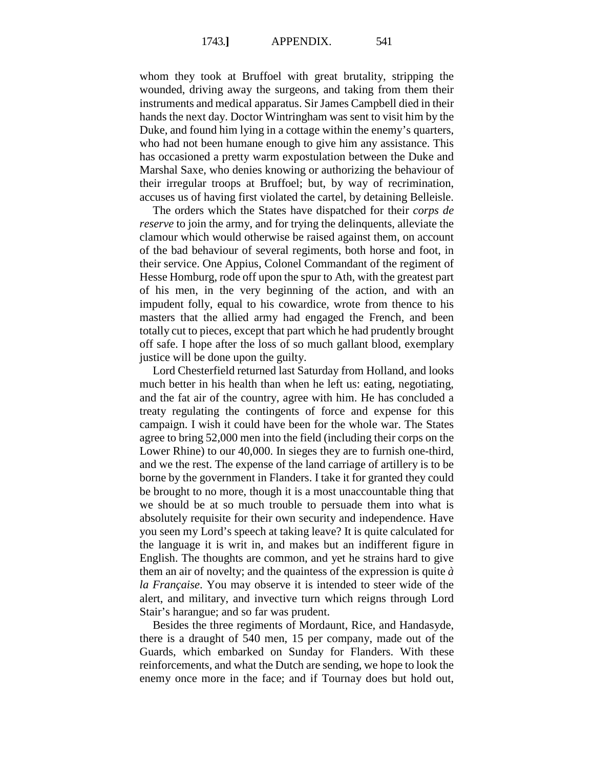whom they took at Bruffoel with great brutality, stripping the wounded, driving away the surgeons, and taking from them their instruments and medical apparatus. Sir James Campbell died in their hands the next day. Doctor Wintringham was sent to visit him by the Duke, and found him lying in a cottage within the enemy's quarters, who had not been humane enough to give him any assistance. This has occasioned a pretty warm expostulation between the Duke and Marshal Saxe, who denies knowing or authorizing the behaviour of their irregular troops at Bruffoel; but, by way of recrimination, accuses us of having first violated the cartel, by detaining Belleisle.

The orders which the States have dispatched for their *corps de reserve* to join the army, and for trying the delinquents, alleviate the clamour which would otherwise be raised against them, on account of the bad behaviour of several regiments, both horse and foot, in their service. One Appius, Colonel Commandant of the regiment of Hesse Homburg, rode off upon the spur to Ath, with the greatest part of his men, in the very beginning of the action, and with an impudent folly, equal to his cowardice, wrote from thence to his masters that the allied army had engaged the French, and been totally cut to pieces, except that part which he had prudently brought off safe. I hope after the loss of so much gallant blood, exemplary justice will be done upon the guilty.

Lord Chesterfield returned last Saturday from Holland, and looks much better in his health than when he left us: eating, negotiating, and the fat air of the country, agree with him. He has concluded a treaty regulating the contingents of force and expense for this campaign. I wish it could have been for the whole war. The States agree to bring 52,000 men into the field (including their corps on the Lower Rhine) to our 40,000. In sieges they are to furnish one-third, and we the rest. The expense of the land carriage of artillery is to be borne by the government in Flanders. I take it for granted they could be brought to no more, though it is a most unaccountable thing that we should be at so much trouble to persuade them into what is absolutely requisite for their own security and independence. Have you seen my Lord's speech at taking leave? It is quite calculated for the language it is writ in, and makes but an indifferent figure in English. The thoughts are common, and yet he strains hard to give them an air of novelty; and the quaintess of the expression is quite *à la Française*. You may observe it is intended to steer wide of the alert, and military, and invective turn which reigns through Lord Stair's harangue; and so far was prudent.

Besides the three regiments of Mordaunt, Rice, and Handasyde, there is a draught of 540 men, 15 per company, made out of the Guards, which embarked on Sunday for Flanders. With these reinforcements, and what the Dutch are sending, we hope to look the enemy once more in the face; and if Tournay does but hold out,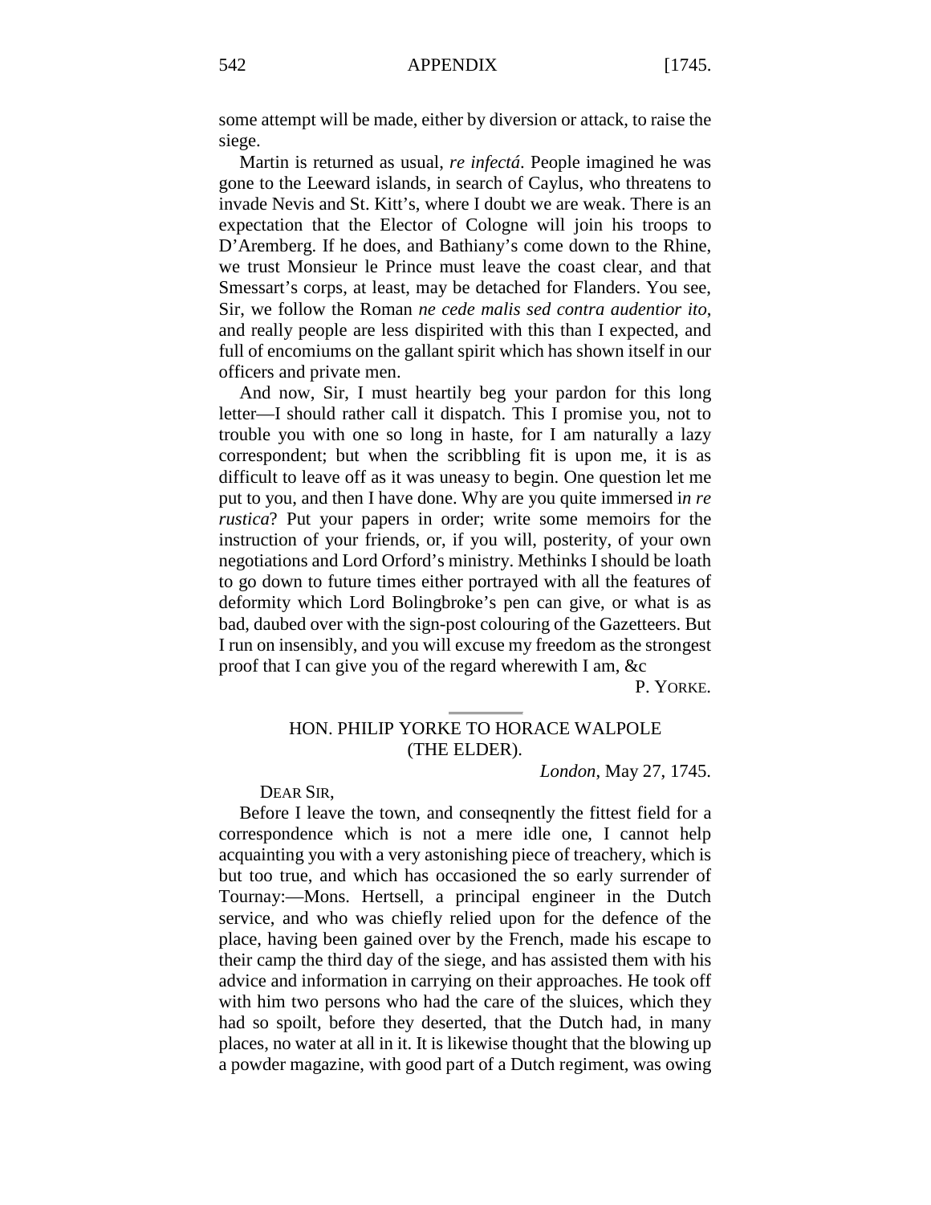some attempt will be made, either by diversion or attack, to raise the siege.

Martin is returned as usual, *re infectá*. People imagined he was gone to the Leeward islands, in search of Caylus, who threatens to invade Nevis and St. Kitt's, where I doubt we are weak. There is an expectation that the Elector of Cologne will join his troops to D'Aremberg. If he does, and Bathiany's come down to the Rhine, we trust Monsieur le Prince must leave the coast clear, and that Smessart's corps, at least, may be detached for Flanders. You see, Sir, we follow the Roman *ne cede malis sed contra audentior ito*, and really people are less dispirited with this than I expected, and full of encomiums on the gallant spirit which has shown itself in our officers and private men.

And now, Sir, I must heartily beg your pardon for this long letter—I should rather call it dispatch. This I promise you, not to trouble you with one so long in haste, for I am naturally a lazy correspondent; but when the scribbling fit is upon me, it is as difficult to leave off as it was uneasy to begin. One question let me put to you, and then I have done. Why are you quite immersed i*n re rustica*? Put your papers in order; write some memoirs for the instruction of your friends, or, if you will, posterity, of your own negotiations and Lord Orford's ministry. Methinks I should be loath to go down to future times either portrayed with all the features of deformity which Lord Bolingbroke's pen can give, or what is as bad, daubed over with the sign-post colouring of the Gazetteers. But I run on insensibly, and you will excuse my freedom as the strongest proof that I can give you of the regard wherewith I am, &c

P. YORKE.

---

## HON. PHILIP YORKE TO HORACE WALPOLE (THE ELDER).

*London*, May 27, 1745.

DEAR SIR,

Before I leave the town, and conseqnently the fittest field for a correspondence which is not a mere idle one, I cannot help acquainting you with a very astonishing piece of treachery, which is but too true, and which has occasioned the so early surrender of Tournay:—Mons. Hertsell, a principal engineer in the Dutch service, and who was chiefly relied upon for the defence of the place, having been gained over by the French, made his escape to their camp the third day of the siege, and has assisted them with his advice and information in carrying on their approaches. He took off with him two persons who had the care of the sluices, which they had so spoilt, before they deserted, that the Dutch had, in many places, no water at all in it. It is likewise thought that the blowing up a powder magazine, with good part of a Dutch regiment, was owing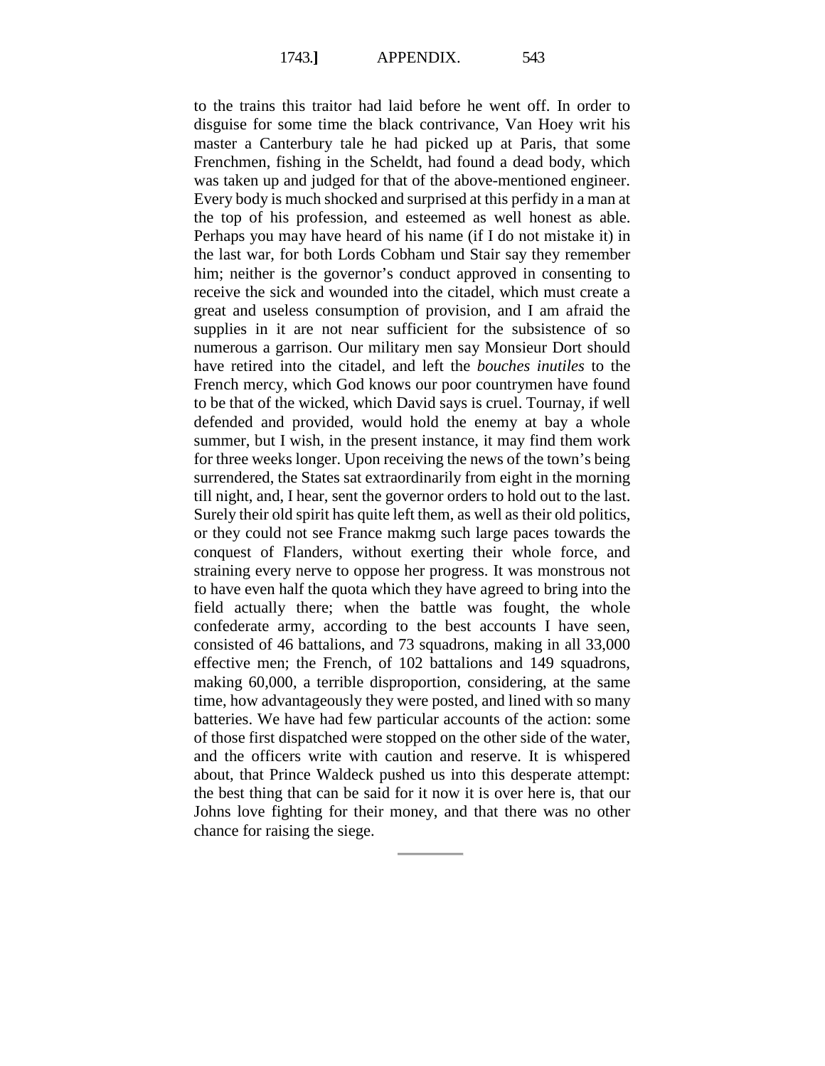to the trains this traitor had laid before he went off. In order to disguise for some time the black contrivance, Van Hoey writ his master a Canterbury tale he had picked up at Paris, that some Frenchmen, fishing in the Scheldt, had found a dead body, which was taken up and judged for that of the above-mentioned engineer. Every body is much shocked and surprised at this perfidy in a man at the top of his profession, and esteemed as well honest as able. Perhaps you may have heard of his name (if I do not mistake it) in the last war, for both Lords Cobham und Stair say they remember him; neither is the governor's conduct approved in consenting to receive the sick and wounded into the citadel, which must create a great and useless consumption of provision, and I am afraid the supplies in it are not near sufficient for the subsistence of so numerous a garrison. Our military men say Monsieur Dort should have retired into the citadel, and left the *bouches inutiles* to the French mercy, which God knows our poor countrymen have found to be that of the wicked, which David says is cruel. Tournay, if well defended and provided, would hold the enemy at bay a whole summer, but I wish, in the present instance, it may find them work for three weeks longer. Upon receiving the news of the town's being surrendered, the States sat extraordinarily from eight in the morning till night, and, I hear, sent the governor orders to hold out to the last. Surely their old spirit has quite left them, as well as their old politics, or they could not see France makmg such large paces towards the conquest of Flanders, without exerting their whole force, and straining every nerve to oppose her progress. It was monstrous not to have even half the quota which they have agreed to bring into the field actually there; when the battle was fought, the whole confederate army, according to the best accounts I have seen, consisted of 46 battalions, and 73 squadrons, making in all 33,000 effective men; the French, of 102 battalions and 149 squadrons, making 60,000, a terrible disproportion, considering, at the same time, how advantageously they were posted, and lined with so many batteries. We have had few particular accounts of the action: some of those first dispatched were stopped on the other side of the water, and the officers write with caution and reserve. It is whispered about, that Prince Waldeck pushed us into this desperate attempt: the best thing that can be said for it now it is over here is, that our Johns love fighting for their money, and that there was no other chance for raising the siege.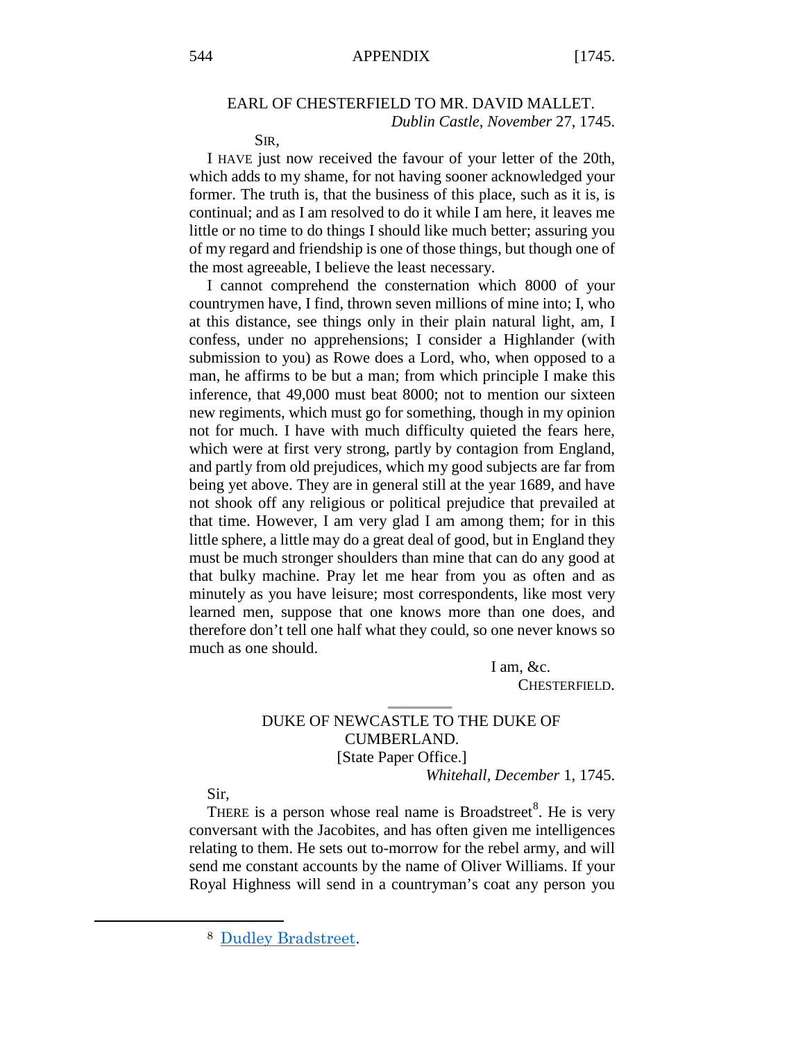### EARL OF CHESTERFIELD TO MR. DAVID MALLET.

*Dublin Castle, November* 27, 1745.

SIR,

I HAVE just now received the favour of your letter of the 20th, which adds to my shame, for not having sooner acknowledged your former. The truth is, that the business of this place, such as it is, is continual; and as I am resolved to do it while I am here, it leaves me little or no time to do things I should like much better; assuring you of my regard and friendship is one of those things, but though one of the most agreeable, I believe the least necessary.

I cannot comprehend the consternation which 8000 of your countrymen have, I find, thrown seven millions of mine into; I, who at this distance, see things only in their plain natural light, am, I confess, under no apprehensions; I consider a Highlander (with submission to you) as Rowe does a Lord, who, when opposed to a man, he affirms to be but a man; from which principle I make this inference, that 49,000 must beat 8000; not to mention our sixteen new regiments, which must go for something, though in my opinion not for much. I have with much difficulty quieted the fears here, which were at first very strong, partly by contagion from England, and partly from old prejudices, which my good subjects are far from being yet above. They are in general still at the year 1689, and have not shook off any religious or political prejudice that prevailed at that time. However, I am very glad I am among them; for in this little sphere, a little may do a great deal of good, but in England they must be much stronger shoulders than mine that can do any good at that bulky machine. Pray let me hear from you as often and as minutely as you have leisure; most correspondents, like most very learned men, suppose that one knows more than one does, and therefore don't tell one half what they could, so one never knows so much as one should.

I am, &c.
CHESTERFIELD.

---

### DUKE OF NEWCASTLE TO THE DUKE OF CUMBERLAND.

[State Paper Office.]

*Whitehall, December* 1, 1745.

Sir,

THERE is a person whose real name is Broadstreet[8]. He is very conversant with the Jacobites, and has often given me intelligences relating to them. He sets out to-morrow for the rebel army, and will send me constant accounts by the name of Oliver Williams. If your Royal Highness will send in a countryman's coat any person you

---

[8] Dudley Bradstreet.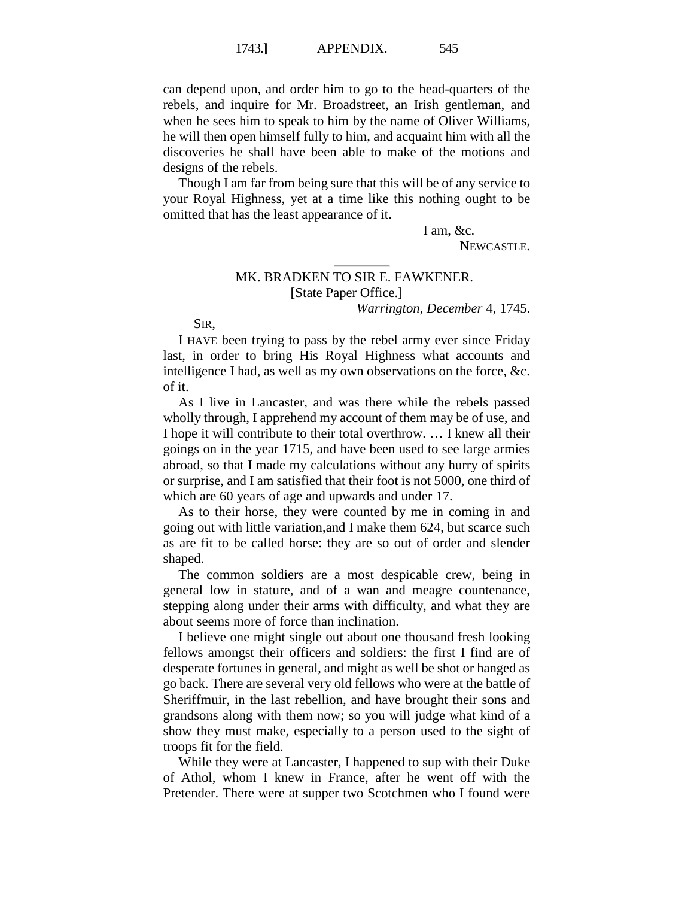can depend upon, and order him to go to the head-quarters of the rebels, and inquire for Mr. Broadstreet, an Irish gentleman, and when he sees him to speak to him by the name of Oliver Williams, he will then open himself fully to him, and acquaint him with all the discoveries he shall have been able to make of the motions and designs of the rebels.

Though I am far from being sure that this will be of any service to your Royal Highness, yet at a time like this nothing ought to be omitted that has the least appearance of it.

I am, &c.
NEWCASTLE.

---

## MK. BRADKEN TO SIR E. FAWKENER.

[State Paper Office.]

*Warrington, December* 4, 1745.

SIR,

I HAVE been trying to pass by the rebel army ever since Friday last, in order to bring His Royal Highness what accounts and intelligence I had, as well as my own observations on the force, &c. of it.

As I live in Lancaster, and was there while the rebels passed wholly through, I apprehend my account of them may be of use, and I hope it will contribute to their total overthrow. … I knew all their goings on in the year 1715, and have been used to see large armies abroad, so that I made my calculations without any hurry of spirits or surprise, and I am satisfied that their foot is not 5000, one third of which are 60 years of age and upwards and under 17.

As to their horse, they were counted by me in coming in and going out with little variation,and I make them 624, but scarce such as are fit to be called horse: they are so out of order and slender shaped.

The common soldiers are a most despicable crew, being in general low in stature, and of a wan and meagre countenance, stepping along under their arms with difficulty, and what they are about seems more of force than inclination.

I believe one might single out about one thousand fresh looking fellows amongst their officers and soldiers: the first I find are of desperate fortunes in general, and might as well be shot or hanged as go back. There are several very old fellows who were at the battle of Sheriffmuir, in the last rebellion, and have brought their sons and grandsons along with them now; so you will judge what kind of a show they must make, especially to a person used to the sight of troops fit for the field.

While they were at Lancaster, I happened to sup with their Duke of Athol, whom I knew in France, after he went off with the Pretender. There were at supper two Scotchmen who I found were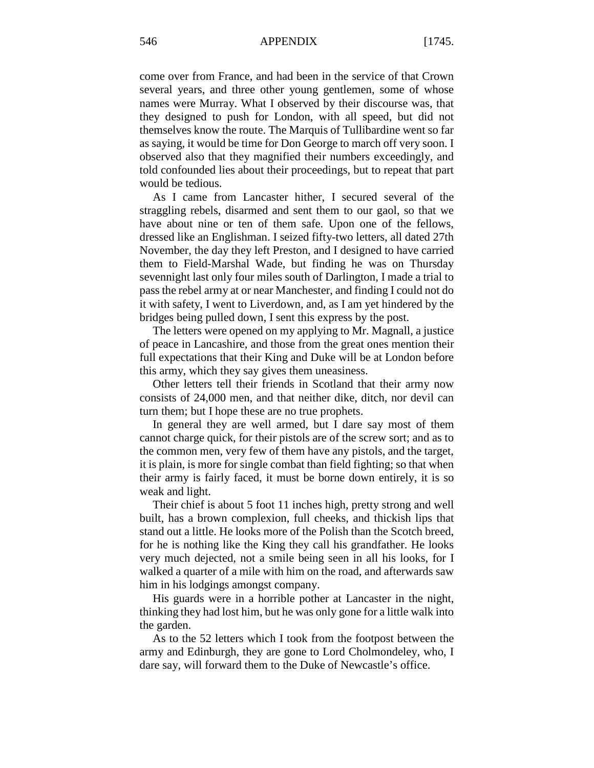come over from France, and had been in the service of that Crown several years, and three other young gentlemen, some of whose names were Murray. What I observed by their discourse was, that they designed to push for London, with all speed, but did not themselves know the route. The Marquis of Tullibardine went so far as saying, it would be time for Don George to march off very soon. I observed also that they magnified their numbers exceedingly, and told confounded lies about their proceedings, but to repeat that part would be tedious.

As I came from Lancaster hither, I secured several of the straggling rebels, disarmed and sent them to our gaol, so that we have about nine or ten of them safe. Upon one of the fellows, dressed like an Englishman. I seized fifty-two letters, all dated 27th November, the day they left Preston, and I designed to have carried them to Field-Marshal Wade, but finding he was on Thursday sevennight last only four miles south of Darlington, I made a trial to pass the rebel army at or near Manchester, and finding I could not do it with safety, I went to Liverdown, and, as I am yet hindered by the bridges being pulled down, I sent this express by the post.

The letters were opened on my applying to Mr. Magnall, a justice of peace in Lancashire, and those from the great ones mention their full expectations that their King and Duke will be at London before this army, which they say gives them uneasiness.

Other letters tell their friends in Scotland that their army now consists of 24,000 men, and that neither dike, ditch, nor devil can turn them; but I hope these are no true prophets.

In general they are well armed, but I dare say most of them cannot charge quick, for their pistols are of the screw sort; and as to the common men, very few of them have any pistols, and the target, it is plain, is more for single combat than field fighting; so that when their army is fairly faced, it must be borne down entirely, it is so weak and light.

Their chief is about 5 foot 11 inches high, pretty strong and well built, has a brown complexion, full cheeks, and thickish lips that stand out a little. He looks more of the Polish than the Scotch breed, for he is nothing like the King they call his grandfather. He looks very much dejected, not a smile being seen in all his looks, for I walked a quarter of a mile with him on the road, and afterwards saw him in his lodgings amongst company.

His guards were in a horrible pother at Lancaster in the night, thinking they had lost him, but he was only gone for a little walk into the garden.

As to the 52 letters which I took from the footpost between the army and Edinburgh, they are gone to Lord Cholmondeley, who, I dare say, will forward them to the Duke of Newcastle's office.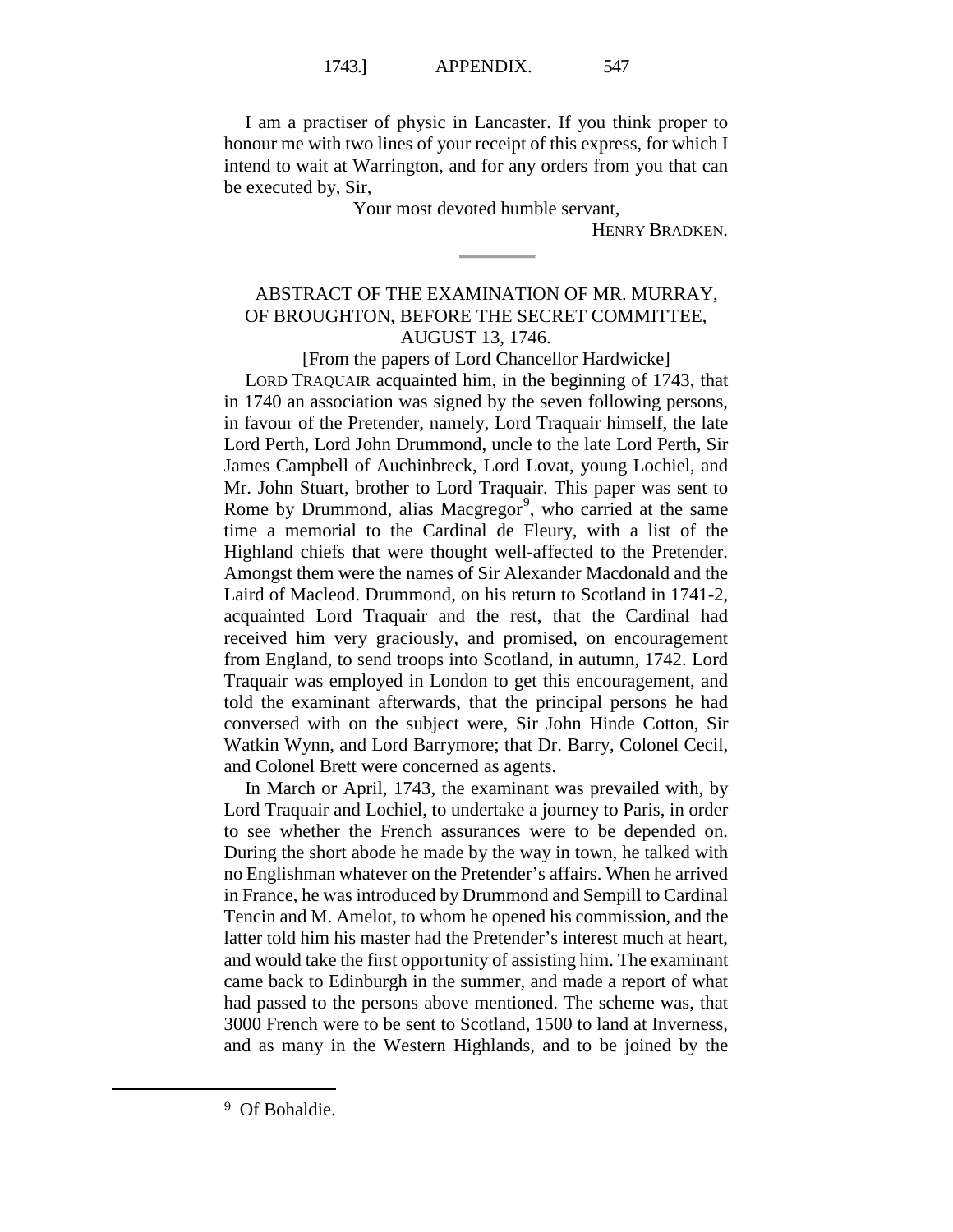I am a practiser of physic in Lancaster. If you think proper to honour me with two lines of your receipt of this express, for which I intend to wait at Warrington, and for any orders from you that can be executed by, Sir,

Your most devoted humble servant,

HENRY BRADKEN.

---

## ABSTRACT OF THE EXAMINATION OF MR. MURRAY, OF BROUGHTON, BEFORE THE SECRET COMMITTEE, AUGUST 13, 1746.

[From the papers of Lord Chancellor Hardwicke]

LORD TRAQUAIR acquainted him, in the beginning of 1743, that in 1740 an association was signed by the seven following persons, in favour of the Pretender, namely, Lord Traquair himself, the late Lord Perth, Lord John Drummond, uncle to the late Lord Perth, Sir James Campbell of Auchinbreck, Lord Lovat, young Lochiel, and Mr. John Stuart, brother to Lord Traquair. This paper was sent to Rome by Drummond, alias Macgregor[9], who carried at the same time a memorial to the Cardinal de Fleury, with a list of the Highland chiefs that were thought well-affected to the Pretender. Amongst them were the names of Sir Alexander Macdonald and the Laird of Macleod. Drummond, on his return to Scotland in 1741-2, acquainted Lord Traquair and the rest, that the Cardinal had received him very graciously, and promised, on encouragement from England, to send troops into Scotland, in autumn, 1742. Lord Traquair was employed in London to get this encouragement, and told the examinant afterwards, that the principal persons he had conversed with on the subject were, Sir John Hinde Cotton, Sir Watkin Wynn, and Lord Barrymore; that Dr. Barry, Colonel Cecil, and Colonel Brett were concerned as agents.

In March or April, 1743, the examinant was prevailed with, by Lord Traquair and Lochiel, to undertake a journey to Paris, in order to see whether the French assurances were to be depended on. During the short abode he made by the way in town, he talked with no Englishman whatever on the Pretender's affairs. When he arrived in France, he was introduced by Drummond and Sempill to Cardinal Tencin and M. Amelot, to whom he opened his commission, and the latter told him his master had the Pretender's interest much at heart, and would take the first opportunity of assisting him. The examinant came back to Edinburgh in the summer, and made a report of what had passed to the persons above mentioned. The scheme was, that 3000 French were to be sent to Scotland, 1500 to land at Inverness, and as many in the Western Highlands, and to be joined by the

---

[9] Of Bohaldie.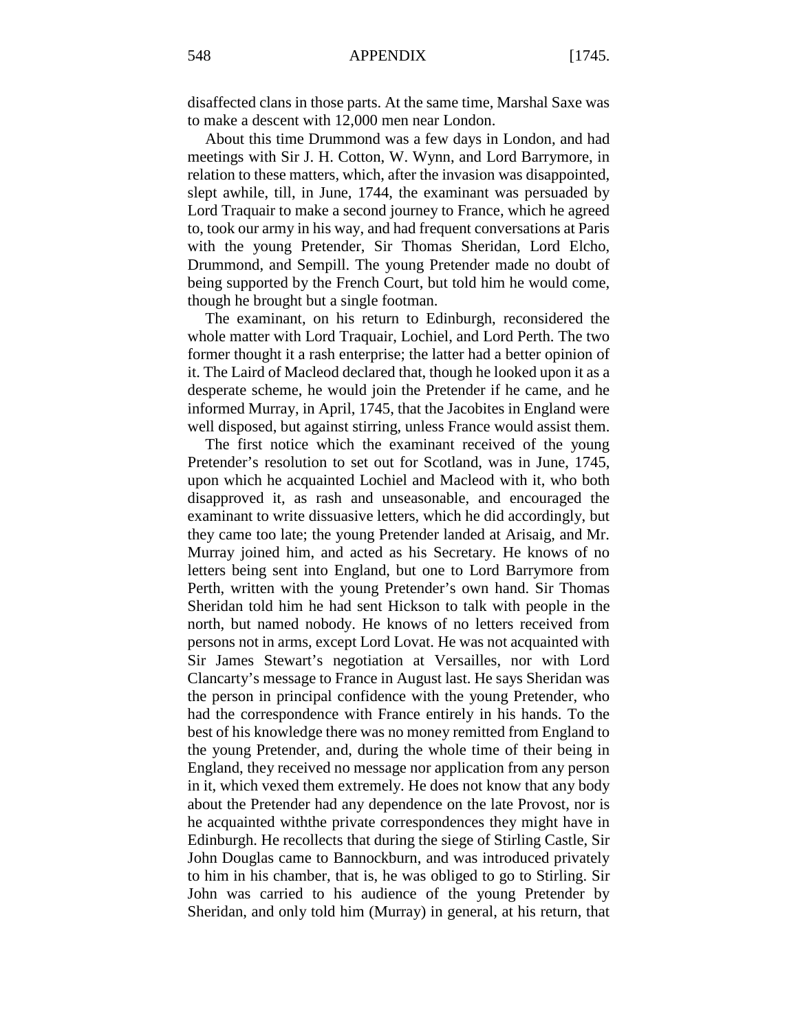disaffected clans in those parts. At the same time, Marshal Saxe was to make a descent with 12,000 men near London.

About this time Drummond was a few days in London, and had meetings with Sir J. H. Cotton, W. Wynn, and Lord Barrymore, in relation to these matters, which, after the invasion was disappointed, slept awhile, till, in June, 1744, the examinant was persuaded by Lord Traquair to make a second journey to France, which he agreed to, took our army in his way, and had frequent conversations at Paris with the young Pretender, Sir Thomas Sheridan, Lord Elcho, Drummond, and Sempill. The young Pretender made no doubt of being supported by the French Court, but told him he would come, though he brought but a single footman.

The examinant, on his return to Edinburgh, reconsidered the whole matter with Lord Traquair, Lochiel, and Lord Perth. The two former thought it a rash enterprise; the latter had a better opinion of it. The Laird of Macleod declared that, though he looked upon it as a desperate scheme, he would join the Pretender if he came, and he informed Murray, in April, 1745, that the Jacobites in England were well disposed, but against stirring, unless France would assist them.

The first notice which the examinant received of the young Pretender's resolution to set out for Scotland, was in June, 1745, upon which he acquainted Lochiel and Macleod with it, who both disapproved it, as rash and unseasonable, and encouraged the examinant to write dissuasive letters, which he did accordingly, but they came too late; the young Pretender landed at Arisaig, and Mr. Murray joined him, and acted as his Secretary. He knows of no letters being sent into England, but one to Lord Barrymore from Perth, written with the young Pretender's own hand. Sir Thomas Sheridan told him he had sent Hickson to talk with people in the north, but named nobody. He knows of no letters received from persons not in arms, except Lord Lovat. He was not acquainted with Sir James Stewart's negotiation at Versailles, nor with Lord Clancarty's message to France in August last. He says Sheridan was the person in principal confidence with the young Pretender, who had the correspondence with France entirely in his hands. To the best of his knowledge there was no money remitted from England to the young Pretender, and, during the whole time of their being in England, they received no message nor application from any person in it, which vexed them extremely. He does not know that any body about the Pretender had any dependence on the late Provost, nor is he acquainted withthe private correspondences they might have in Edinburgh. He recollects that during the siege of Stirling Castle, Sir John Douglas came to Bannockburn, and was introduced privately to him in his chamber, that is, he was obliged to go to Stirling. Sir John was carried to his audience of the young Pretender by Sheridan, and only told him (Murray) in general, at his return, that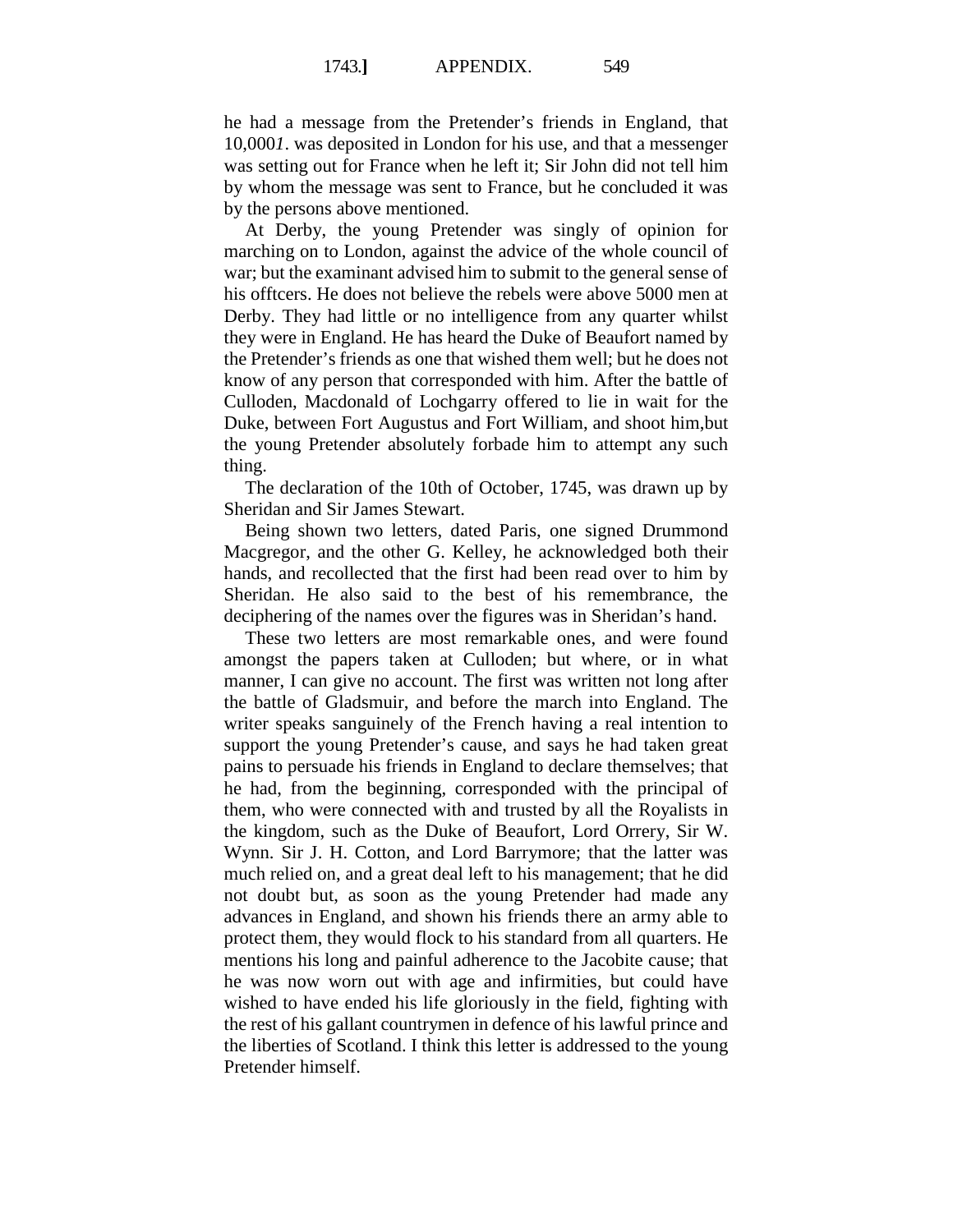he had a message from the Pretender's friends in England, that 10,000*l*. was deposited in London for his use, and that a messenger was setting out for France when he left it; Sir John did not tell him by whom the message was sent to France, but he concluded it was by the persons above mentioned.

At Derby, the young Pretender was singly of opinion for marching on to London, against the advice of the whole council of war; but the examinant advised him to submit to the general sense of his offtcers. He does not believe the rebels were above 5000 men at Derby. They had little or no intelligence from any quarter whilst they were in England. He has heard the Duke of Beaufort named by the Pretender's friends as one that wished them well; but he does not know of any person that corresponded with him. After the battle of Culloden, Macdonald of Lochgarry offered to lie in wait for the Duke, between Fort Augustus and Fort William, and shoot him,but the young Pretender absolutely forbade him to attempt any such thing.

The declaration of the 10th of October, 1745, was drawn up by Sheridan and Sir James Stewart.

Being shown two letters, dated Paris, one signed Drummond Macgregor, and the other G. Kelley, he acknowledged both their hands, and recollected that the first had been read over to him by Sheridan. He also said to the best of his remembrance, the deciphering of the names over the figures was in Sheridan's hand.

These two letters are most remarkable ones, and were found amongst the papers taken at Culloden; but where, or in what manner, I can give no account. The first was written not long after the battle of Gladsmuir, and before the march into England. The writer speaks sanguinely of the French having a real intention to support the young Pretender's cause, and says he had taken great pains to persuade his friends in England to declare themselves; that he had, from the beginning, corresponded with the principal of them, who were connected with and trusted by all the Royalists in the kingdom, such as the Duke of Beaufort, Lord Orrery, Sir W. Wynn. Sir J. H. Cotton, and Lord Barrymore; that the latter was much relied on, and a great deal left to his management; that he did not doubt but, as soon as the young Pretender had made any advances in England, and shown his friends there an army able to protect them, they would flock to his standard from all quarters. He mentions his long and painful adherence to the Jacobite cause; that he was now worn out with age and infirmities, but could have wished to have ended his life gloriously in the field, fighting with the rest of his gallant countrymen in defence of his lawful prince and the liberties of Scotland. I think this letter is addressed to the young Pretender himself.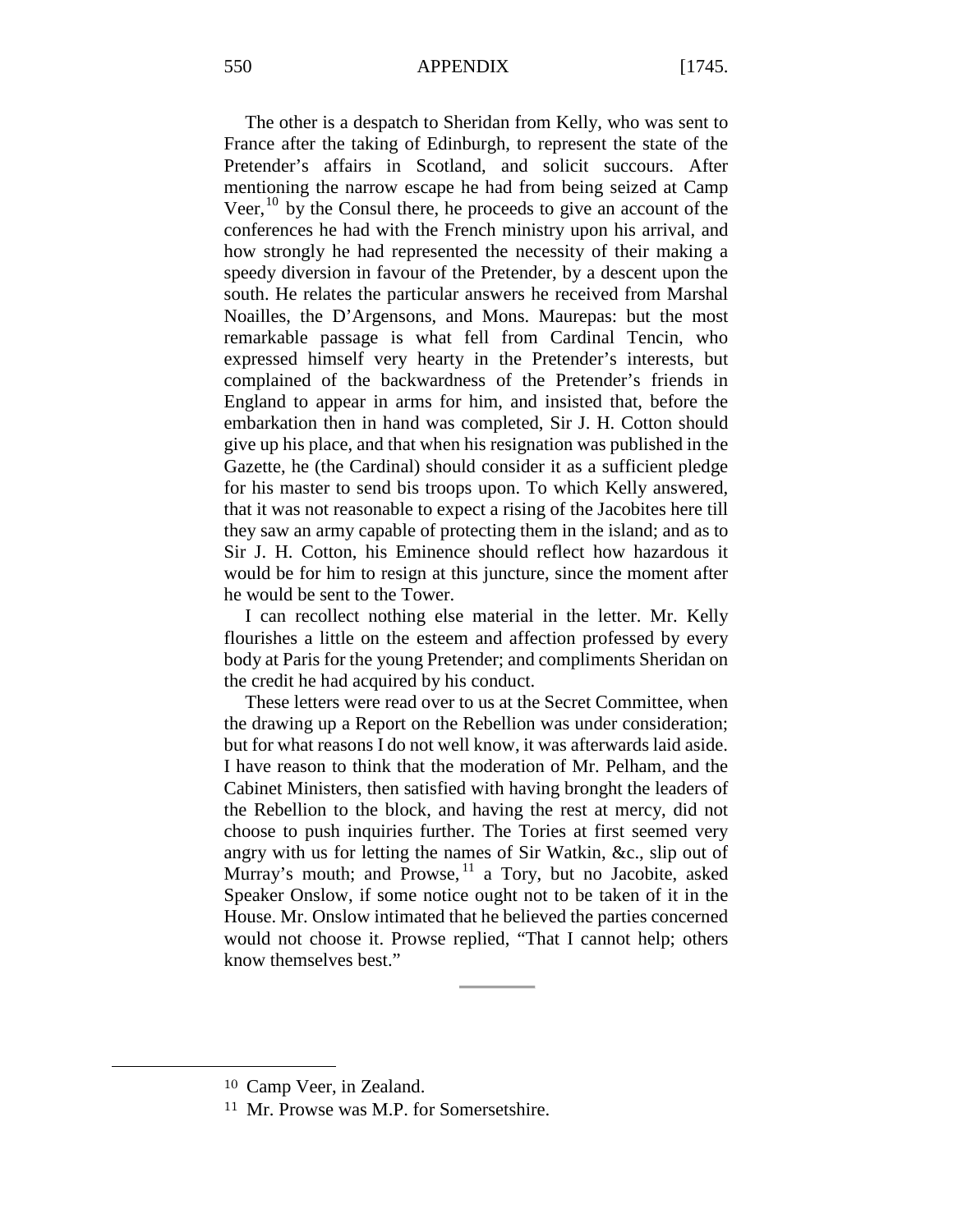The other is a despatch to Sheridan from Kelly, who was sent to France after the taking of Edinburgh, to represent the state of the Pretender's affairs in Scotland, and solicit succours. After mentioning the narrow escape he had from being seized at Camp Veer,[10] by the Consul there, he proceeds to give an account of the conferences he had with the French ministry upon his arrival, and how strongly he had represented the necessity of their making a speedy diversion in favour of the Pretender, by a descent upon the south. He relates the particular answers he received from Marshal Noailles, the D'Argensons, and Mons. Maurepas: but the most remarkable passage is what fell from Cardinal Tencin, who expressed himself very hearty in the Pretender's interests, but complained of the backwardness of the Pretender's friends in England to appear in arms for him, and insisted that, before the embarkation then in hand was completed, Sir J. H. Cotton should give up his place, and that when his resignation was published in the Gazette, he (the Cardinal) should consider it as a sufficient pledge for his master to send bis troops upon. To which Kelly answered, that it was not reasonable to expect a rising of the Jacobites here till they saw an army capable of protecting them in the island; and as to Sir J. H. Cotton, his Eminence should reflect how hazardous it would be for him to resign at this juncture, since the moment after he would be sent to the Tower.

I can recollect nothing else material in the letter. Mr. Kelly flourishes a little on the esteem and affection professed by every body at Paris for the young Pretender; and compliments Sheridan on the credit he had acquired by his conduct.

These letters were read over to us at the Secret Committee, when the drawing up a Report on the Rebellion was under consideration; but for what reasons I do not well know, it was afterwards laid aside. I have reason to think that the moderation of Mr. Pelham, and the Cabinet Ministers, then satisfied with having bronght the leaders of the Rebellion to the block, and having the rest at mercy, did not choose to push inquiries further. The Tories at first seemed very angry with us for letting the names of Sir Watkin, &c., slip out of Murray's mouth; and Prowse,[11] a Tory, but no Jacobite, asked Speaker Onslow, if some notice ought not to be taken of it in the House. Mr. Onslow intimated that he believed the parties concerned would not choose it. Prowse replied, "That I cannot help; others know themselves best."

---

[10] Camp Veer, in Zealand.

[11] Mr. Prowse was M.P. for Somersetshire.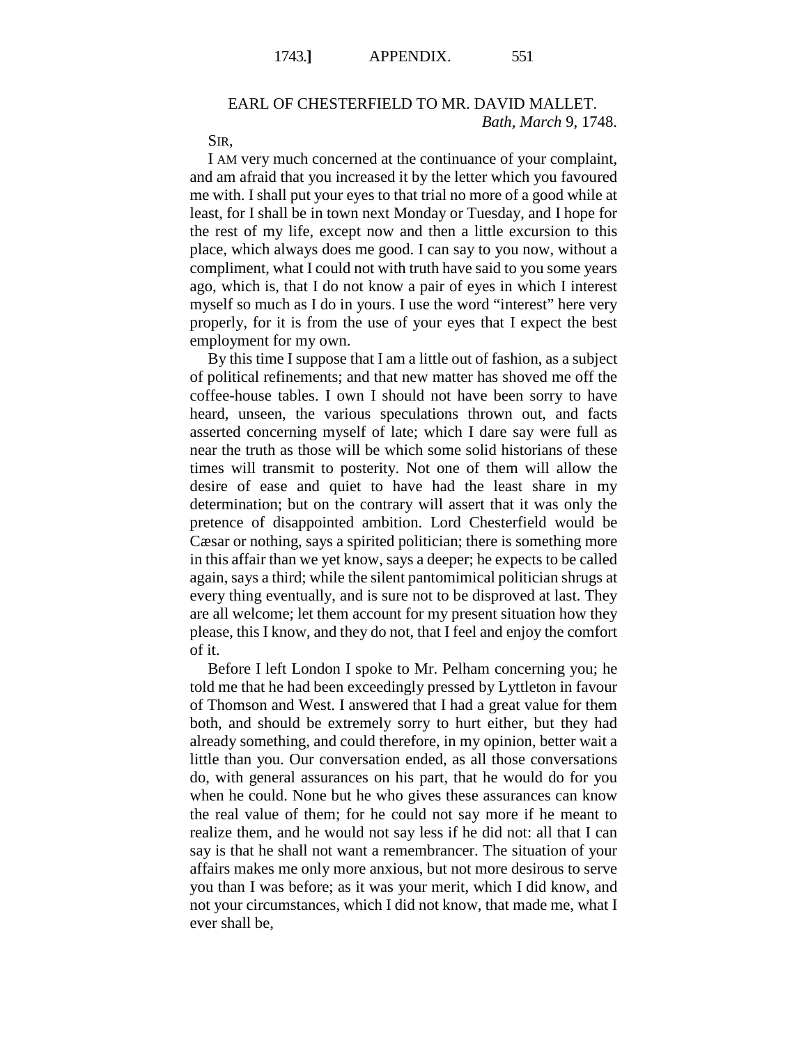## EARL OF CHESTERFIELD TO MR. DAVID MALLET.

*Bath, March* 9, 1748.

SIR,

I AM very much concerned at the continuance of your complaint, and am afraid that you increased it by the letter which you favoured me with. I shall put your eyes to that trial no more of a good while at least, for I shall be in town next Monday or Tuesday, and I hope for the rest of my life, except now and then a little excursion to this place, which always does me good. I can say to you now, without a compliment, what I could not with truth have said to you some years ago, which is, that I do not know a pair of eyes in which I interest myself so much as I do in yours. I use the word "interest" here very properly, for it is from the use of your eyes that I expect the best employment for my own.

By this time I suppose that I am a little out of fashion, as a subject of political refinements; and that new matter has shoved me off the coffee-house tables. I own I should not have been sorry to have heard, unseen, the various speculations thrown out, and facts asserted concerning myself of late; which I dare say were full as near the truth as those will be which some solid historians of these times will transmit to posterity. Not one of them will allow the desire of ease and quiet to have had the least share in my determination; but on the contrary will assert that it was only the pretence of disappointed ambition. Lord Chesterfield would be Cæsar or nothing, says a spirited politician; there is something more in this affair than we yet know, says a deeper; he expects to be called again, says a third; while the silent pantomimical politician shrugs at every thing eventually, and is sure not to be disproved at last. They are all welcome; let them account for my present situation how they please, this I know, and they do not, that I feel and enjoy the comfort of it.

Before I left London I spoke to Mr. Pelham concerning you; he told me that he had been exceedingly pressed by Lyttleton in favour of Thomson and West. I answered that I had a great value for them both, and should be extremely sorry to hurt either, but they had already something, and could therefore, in my opinion, better wait a little than you. Our conversation ended, as all those conversations do, with general assurances on his part, that he would do for you when he could. None but he who gives these assurances can know the real value of them; for he could not say more if he meant to realize them, and he would not say less if he did not: all that I can say is that he shall not want a remembrancer. The situation of your affairs makes me only more anxious, but not more desirous to serve you than I was before; as it was your merit, which I did know, and not your circumstances, which I did not know, that made me, what I ever shall be,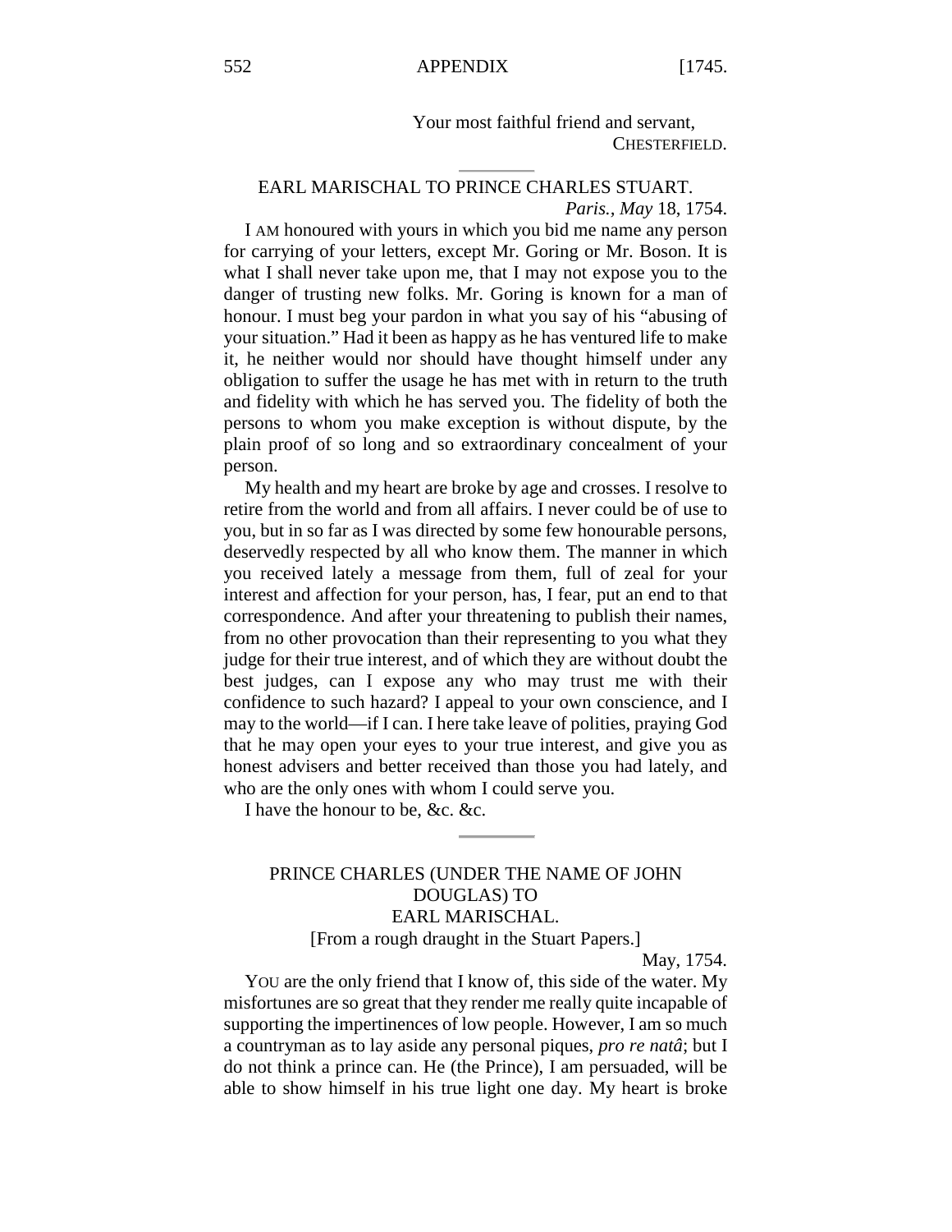Your most faithful friend and servant,
CHESTERFIELD.

---

## EARL MARISCHAL TO PRINCE CHARLES STUART.

*Paris., May* 18, 1754.

I AM honoured with yours in which you bid me name any person for carrying of your letters, except Mr. Goring or Mr. Boson. It is what I shall never take upon me, that I may not expose you to the danger of trusting new folks. Mr. Goring is known for a man of honour. I must beg your pardon in what you say of his "abusing of your situation." Had it been as happy as he has ventured life to make it, he neither would nor should have thought himself under any obligation to suffer the usage he has met with in return to the truth and fidelity with which he has served you. The fidelity of both the persons to whom you make exception is without dispute, by the plain proof of so long and so extraordinary concealment of your person.

My health and my heart are broke by age and crosses. I resolve to retire from the world and from all affairs. I never could be of use to you, but in so far as I was directed by some few honourable persons, deservedly respected by all who know them. The manner in which you received lately a message from them, full of zeal for your interest and affection for your person, has, I fear, put an end to that correspondence. And after your threatening to publish their names, from no other provocation than their representing to you what they judge for their true interest, and of which they are without doubt the best judges, can I expose any who may trust me with their confidence to such hazard? I appeal to your own conscience, and I may to the world—if I can. I here take leave of polities, praying God that he may open your eyes to your true interest, and give you as honest advisers and better received than those you had lately, and who are the only ones with whom I could serve you.

I have the honour to be, &c. &c.

---

## PRINCE CHARLES (UNDER THE NAME OF JOHN DOUGLAS) TO EARL MARISCHAL.

[From a rough draught in the Stuart Papers.]

May, 1754.

YOU are the only friend that I know of, this side of the water. My misfortunes are so great that they render me really quite incapable of supporting the impertinences of low people. However, I am so much a countryman as to lay aside any personal piques, *pro re natâ*; but I do not think a prince can. He (the Prince), I am persuaded, will be able to show himself in his true light one day. My heart is broke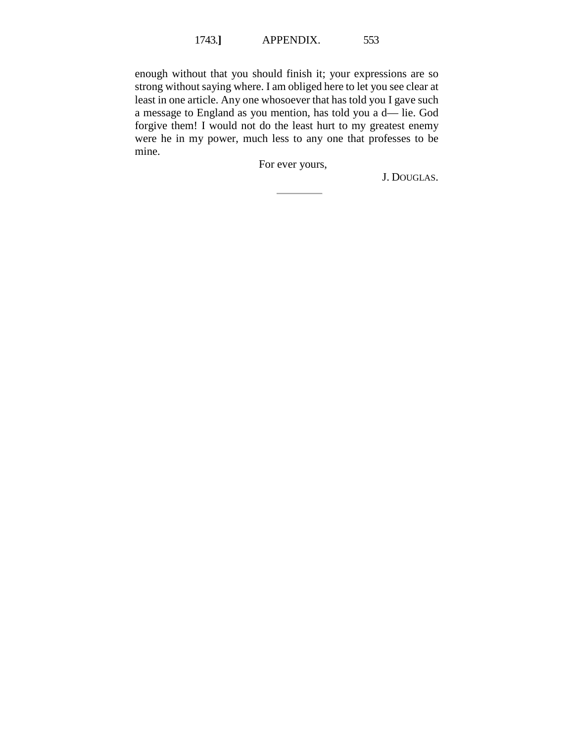enough without that you should finish it; your expressions are so strong without saying where. I am obliged here to let you see clear at least in one article. Any one whosoever that has told you I gave such a message to England as you mention, has told you a d— lie. God forgive them! I would not do the least hurt to my greatest enemy were he in my power, much less to any one that professes to be mine.

For ever yours,

J. DOUGLAS.

---